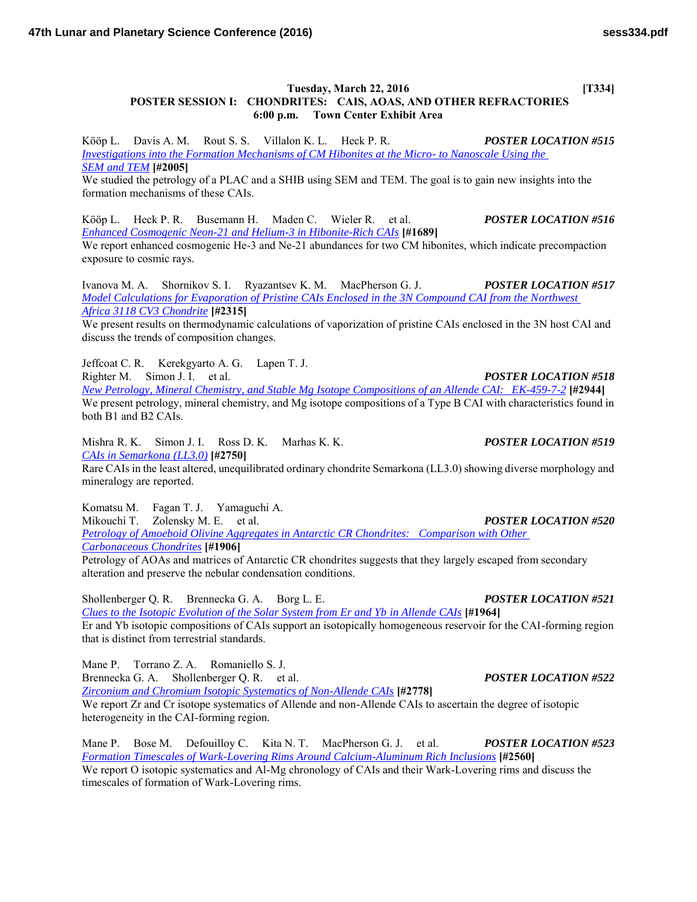**Tuesday, March 22, 2016** **[T334]**

**POSTER SESSION I: CHONDRITES: CAIS, AOAS, AND OTHER REFRACTORIES**
**6:00 p.m. Town Center Exhibit Area**

Kööp L. Davis A. M. Rout S. S. Villalon K. L. Heck P. R. ***POSTER LOCATION #515***
*Investigations into the Formation Mechanisms of CM Hibonites at the Micro- to Nanoscale Using the SEM and TEM* **[#2005]**
We studied the petrology of a PLAC and a SHIB using SEM and TEM. The goal is to gain new insights into the formation mechanisms of these CAIs.

Kööp L. Heck P. R. Busemann H. Maden C. Wieler R. et al. ***POSTER LOCATION #516***
*Enhanced Cosmogenic Neon-21 and Helium-3 in Hibonite-Rich CAIs* **[#1689]**
We report enhanced cosmogenic He-3 and Ne-21 abundances for two CM hibonites, which indicate precompaction exposure to cosmic rays.

Ivanova M. A. Shornikov S. I. Ryazantsev K. M. MacPherson G. J. ***POSTER LOCATION #517***
*Model Calculations for Evaporation of Pristine CAIs Enclosed in the 3N Compound CAI from the Northwest Africa 3118 CV3 Chondrite* **[#2315]**
We present results on thermodynamic calculations of vaporization of pristine CAIs enclosed in the 3N host CAI and discuss the trends of composition changes.

Jeffcoat C. R. Kerekgyarto A. G. Lapen T. J.
Righter M. Simon J. I. et al. ***POSTER LOCATION #518***
*New Petrology, Mineral Chemistry, and Stable Mg Isotope Compositions of an Allende CAI: EK-459-7-2* **[#2944]**
We present petrology, mineral chemistry, and Mg isotope compositions of a Type B CAI with characteristics found in both B1 and B2 CAIs.

Mishra R. K. Simon J. I. Ross D. K. Marhas K. K. ***POSTER LOCATION #519***
*CAIs in Semarkona (LL3.0)* **[#2750]**
Rare CAIs in the least altered, unequilibrated ordinary chondrite Semarkona (LL3.0) showing diverse morphology and mineralogy are reported.

Komatsu M. Fagan T. J. Yamaguchi A.
Mikouchi T. Zolensky M. E. et al. ***POSTER LOCATION #520***
*Petrology of Amoeboid Olivine Aggregates in Antarctic CR Chondrites: Comparison with Other Carbonaceous Chondrites* **[#1906]**
Petrology of AOAs and matrices of Antarctic CR chondrites suggests that they largely escaped from secondary alteration and preserve the nebular condensation conditions.

Shollenberger Q. R. Brennecka G. A. Borg L. E. ***POSTER LOCATION #521***
*Clues to the Isotopic Evolution of the Solar System from Er and Yb in Allende CAIs* **[#1964]**
Er and Yb isotopic compositions of CAIs support an isotopically homogeneous reservoir for the CAI-forming region that is distinct from terrestrial standards.

Mane P. Torrano Z. A. Romaniello S. J.
Brennecka G. A. Shollenberger Q. R. et al. ***POSTER LOCATION #522***
*Zirconium and Chromium Isotopic Systematics of Non-Allende CAIs* **[#2778]**
We report Zr and Cr isotope systematics of Allende and non-Allende CAIs to ascertain the degree of isotopic heterogeneity in the CAI-forming region.

Mane P. Bose M. Defouilloy C. Kita N. T. MacPherson G. J. et al. ***POSTER LOCATION #523***
*Formation Timescales of Wark-Lovering Rims Around Calcium-Aluminum Rich Inclusions* **[#2560]**
We report O isotopic systematics and Al-Mg chronology of CAIs and their Wark-Lovering rims and discuss the timescales of formation of Wark-Lovering rims.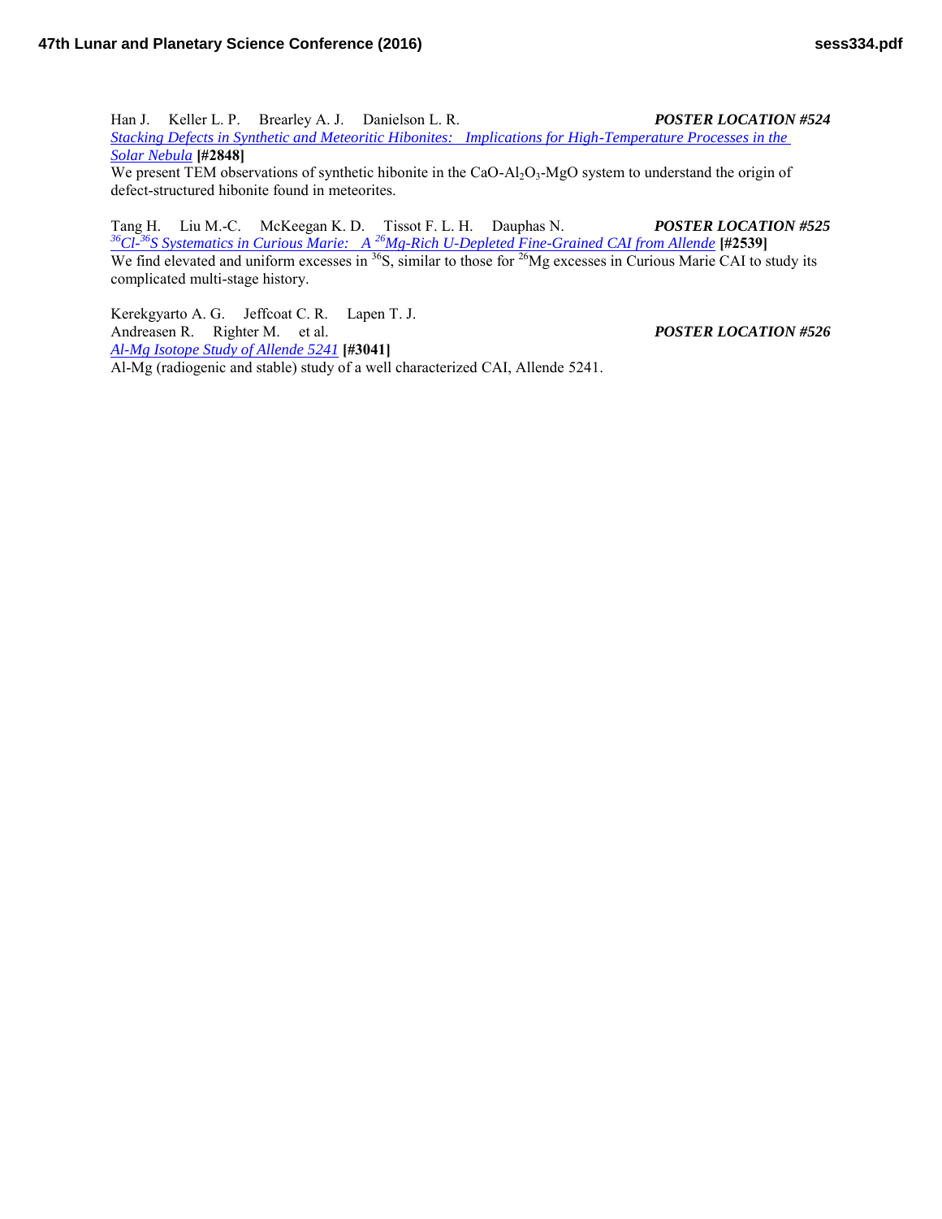Han J.  Keller L. P.  Brearley A. J.  Danielson L. R.  ***POSTER LOCATION #524***

*Stacking Defects in Synthetic and Meteoritic Hibonites: Implications for High-Temperature Processes in the Solar Nebula* **[#2848]**

We present TEM observations of synthetic hibonite in the $CaO$-$Al_2O_3$-$MgO$ system to understand the origin of defect-structured hibonite found in meteorites.

Tang H.  Liu M.-C.  McKeegan K. D.  Tissot F. L. H.  Dauphas N.  ***POSTER LOCATION #525***

*$^{36}Cl$-$^{36}S$ Systematics in Curious Marie: A $^{26}Mg$-Rich U-Depleted Fine-Grained CAI from Allende* **[#2539]**

We find elevated and uniform excesses in $^{36}S$, similar to those for $^{26}Mg$ excesses in Curious Marie CAI to study its complicated multi-stage history.

Kerekgyarto A. G.  Jeffcoat C. R.  Lapen T. J.
Andreasen R.  Righter M.  et al.  ***POSTER LOCATION #526***

*Al-Mg Isotope Study of Allende 5241* **[#3041]**

Al-Mg (radiogenic and stable) study of a well characterized CAI, Allende 5241.